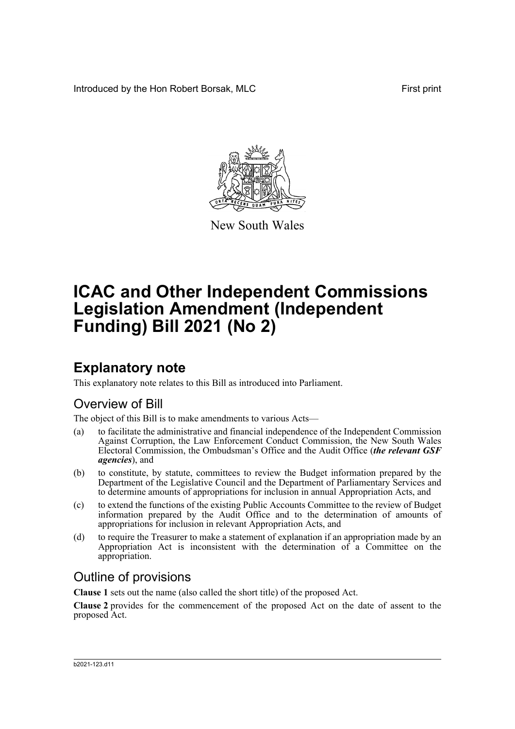Introduced by the Hon Robert Borsak, MLC

First print

New South Wales

# ICAC and Other Independent Commissions Legislation Amendment (Independent Funding) Bill 2021 (No 2)

## Explanatory note

This explanatory note relates to this Bill as introduced into Parliament.

### Overview of Bill

The object of this Bill is to make amendments to various Acts—

(a) to facilitate the administrative and financial independence of the Independent Commission Against Corruption, the Law Enforcement Conduct Commission, the New South Wales Electoral Commission, the Ombudsman's Office and the Audit Office (***the relevant GSF agencies***), and

(b) to constitute, by statute, committees to review the Budget information prepared by the Department of the Legislative Council and the Department of Parliamentary Services and to determine amounts of appropriations for inclusion in annual Appropriation Acts, and

(c) to extend the functions of the existing Public Accounts Committee to the review of Budget information prepared by the Audit Office and to the determination of amounts of appropriations for inclusion in relevant Appropriation Acts, and

(d) to require the Treasurer to make a statement of explanation if an appropriation made by an Appropriation Act is inconsistent with the determination of a Committee on the appropriation.

### Outline of provisions

**Clause 1** sets out the name (also called the short title) of the proposed Act.

**Clause 2** provides for the commencement of the proposed Act on the date of assent to the proposed Act.

b2021-123.d11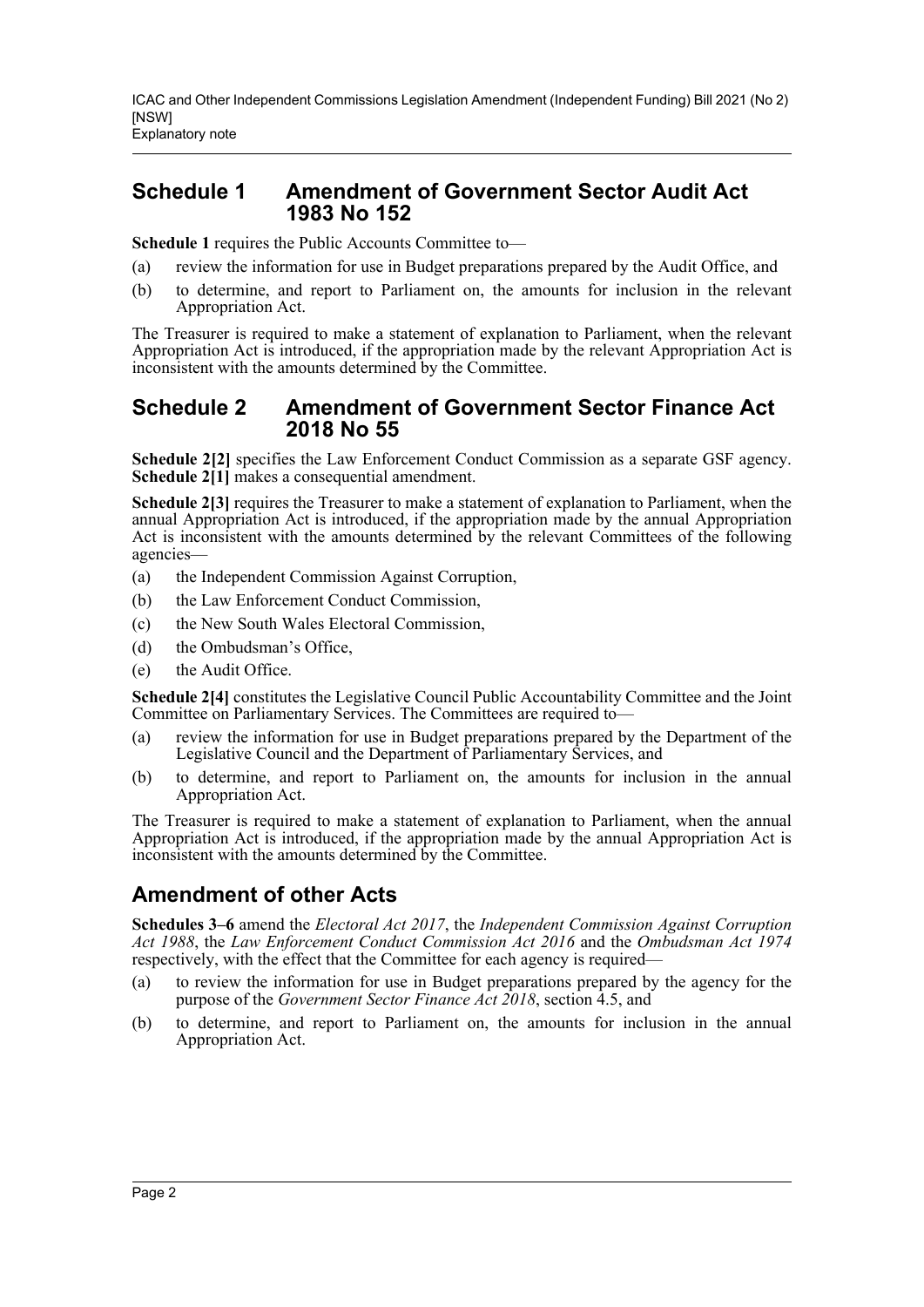## Schedule 1 Amendment of Government Sector Audit Act 1983 No 152

**Schedule 1** requires the Public Accounts Committee to—

(a) review the information for use in Budget preparations prepared by the Audit Office, and

(b) to determine, and report to Parliament on, the amounts for inclusion in the relevant Appropriation Act.

The Treasurer is required to make a statement of explanation to Parliament, when the relevant Appropriation Act is introduced, if the appropriation made by the relevant Appropriation Act is inconsistent with the amounts determined by the Committee.

## Schedule 2 Amendment of Government Sector Finance Act 2018 No 55

**Schedule 2[2]** specifies the Law Enforcement Conduct Commission as a separate GSF agency. **Schedule 2[1]** makes a consequential amendment.

**Schedule 2[3]** requires the Treasurer to make a statement of explanation to Parliament, when the annual Appropriation Act is introduced, if the appropriation made by the annual Appropriation Act is inconsistent with the amounts determined by the relevant Committees of the following agencies—

(a) the Independent Commission Against Corruption,

(b) the Law Enforcement Conduct Commission,

(c) the New South Wales Electoral Commission,

(d) the Ombudsman's Office,

(e) the Audit Office.

**Schedule 2[4]** constitutes the Legislative Council Public Accountability Committee and the Joint Committee on Parliamentary Services. The Committees are required to—

(a) review the information for use in Budget preparations prepared by the Department of the Legislative Council and the Department of Parliamentary Services, and

(b) to determine, and report to Parliament on, the amounts for inclusion in the annual Appropriation Act.

The Treasurer is required to make a statement of explanation to Parliament, when the annual Appropriation Act is introduced, if the appropriation made by the annual Appropriation Act is inconsistent with the amounts determined by the Committee.

## Amendment of other Acts

**Schedules 3–6** amend the *Electoral Act 2017*, the *Independent Commission Against Corruption Act 1988*, the *Law Enforcement Conduct Commission Act 2016* and the *Ombudsman Act 1974* respectively, with the effect that the Committee for each agency is required—

(a) to review the information for use in Budget preparations prepared by the agency for the purpose of the *Government Sector Finance Act 2018*, section 4.5, and

(b) to determine, and report to Parliament on, the amounts for inclusion in the annual Appropriation Act.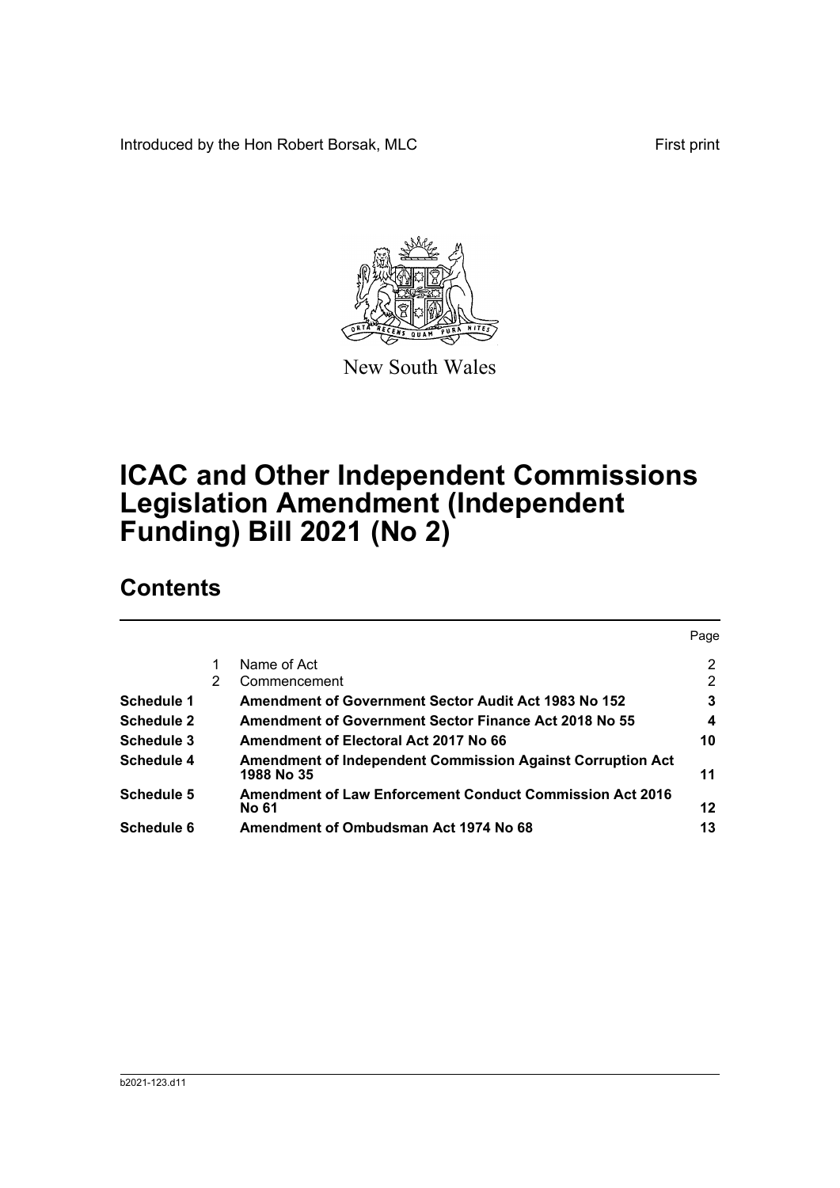Introduced by the Hon Robert Borsak, MLC

First print

New South Wales

# ICAC and Other Independent Commissions Legislation Amendment (Independent Funding) Bill 2021 (No 2)

## Contents

| | | | Page |
|---|---|---|---|
| | 1 | Name of Act | 2 |
| | 2 | Commencement | 2 |
| **Schedule 1** | | **Amendment of Government Sector Audit Act 1983 No 152** | **3** |
| **Schedule 2** | | **Amendment of Government Sector Finance Act 2018 No 55** | **4** |
| **Schedule 3** | | **Amendment of Electoral Act 2017 No 66** | **10** |
| **Schedule 4** | | **Amendment of Independent Commission Against Corruption Act 1988 No 35** | **11** |
| **Schedule 5** | | **Amendment of Law Enforcement Conduct Commission Act 2016 No 61** | **12** |
| **Schedule 6** | | **Amendment of Ombudsman Act 1974 No 68** | **13** |

b2021-123.d11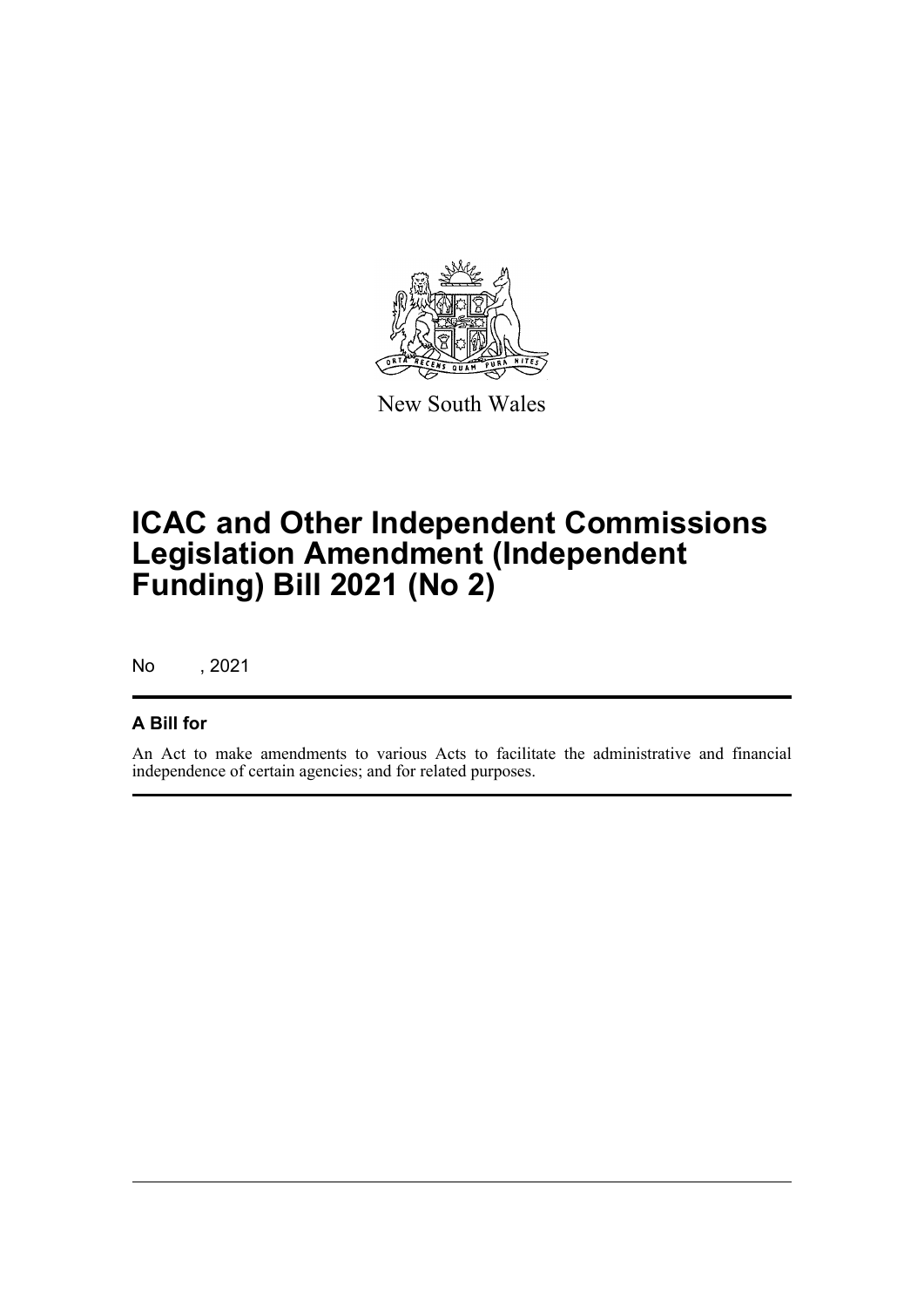New South Wales

# ICAC and Other Independent Commissions Legislation Amendment (Independent Funding) Bill 2021 (No 2)

No , 2021

## A Bill for

An Act to make amendments to various Acts to facilitate the administrative and financial independence of certain agencies; and for related purposes.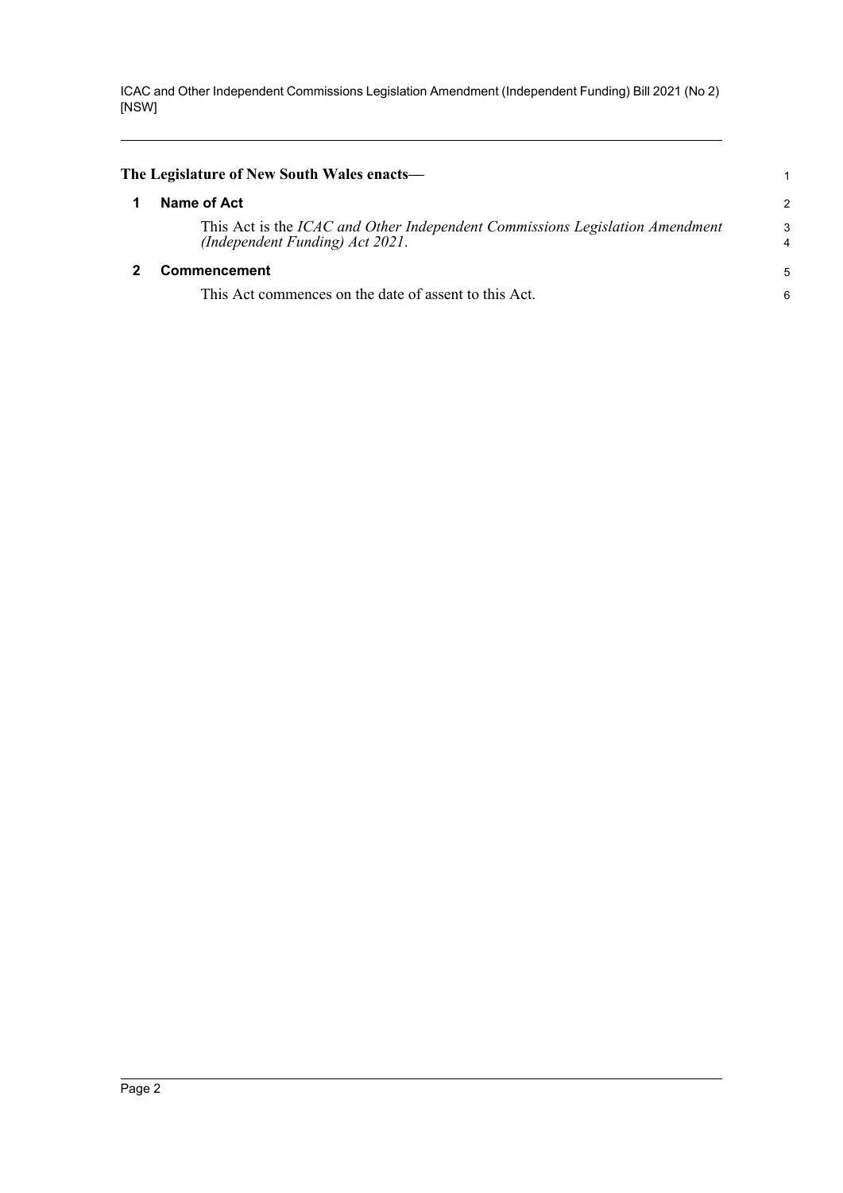**The Legislature of New South Wales enacts—**

## 1 Name of Act

This Act is the *ICAC and Other Independent Commissions Legislation Amendment (Independent Funding) Act 2021*.

## 2 Commencement

This Act commences on the date of assent to this Act.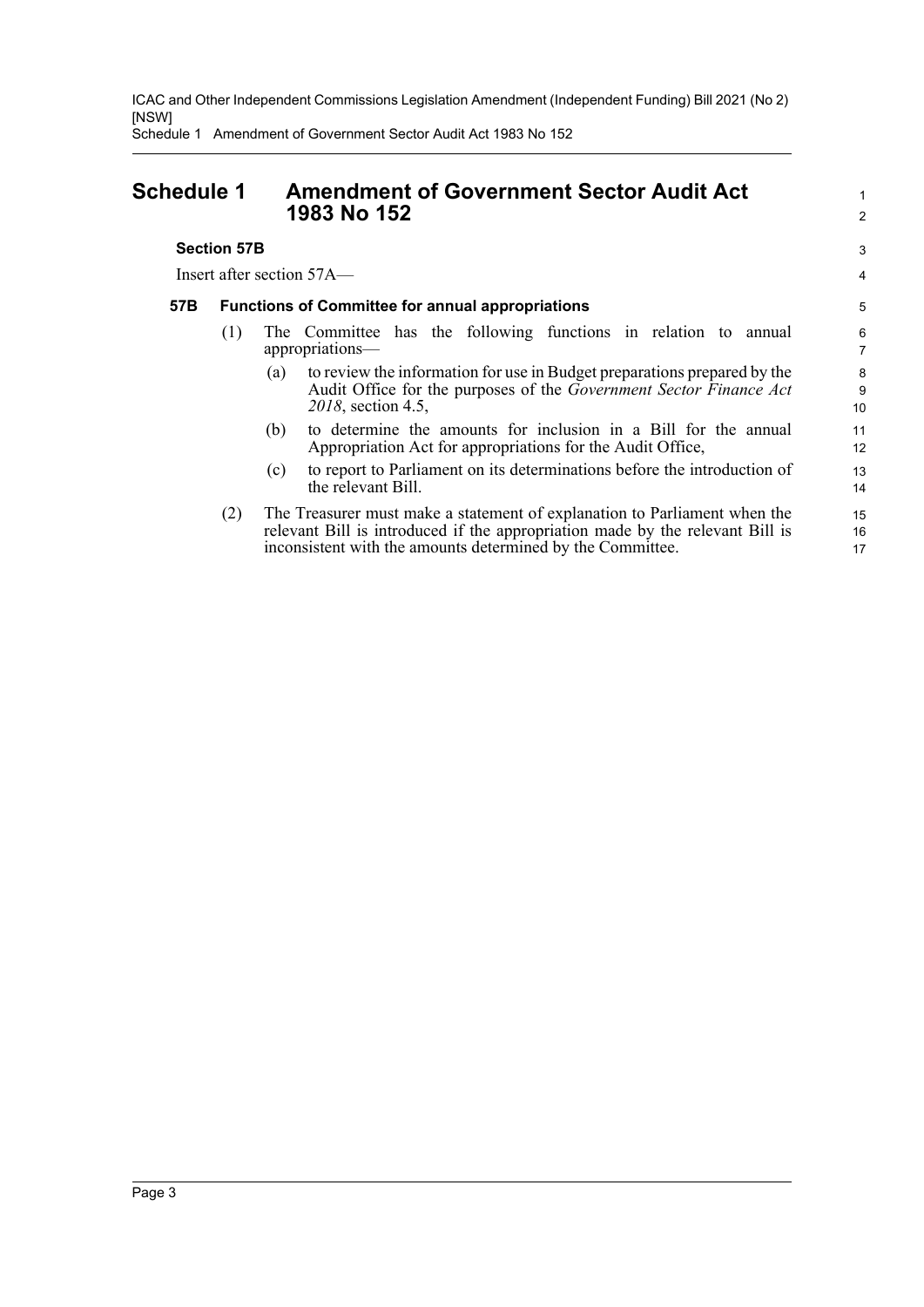# Schedule 1 Amendment of Government Sector Audit Act 1983 No 152

### Section 57B

Insert after section 57A—

**57B Functions of Committee for annual appropriations**

(1) The Committee has the following functions in relation to annual appropriations—

(a) to review the information for use in Budget preparations prepared by the Audit Office for the purposes of the *Government Sector Finance Act 2018*, section 4.5,

(b) to determine the amounts for inclusion in a Bill for the annual Appropriation Act for appropriations for the Audit Office,

(c) to report to Parliament on its determinations before the introduction of the relevant Bill.

(2) The Treasurer must make a statement of explanation to Parliament when the relevant Bill is introduced if the appropriation made by the relevant Bill is inconsistent with the amounts determined by the Committee.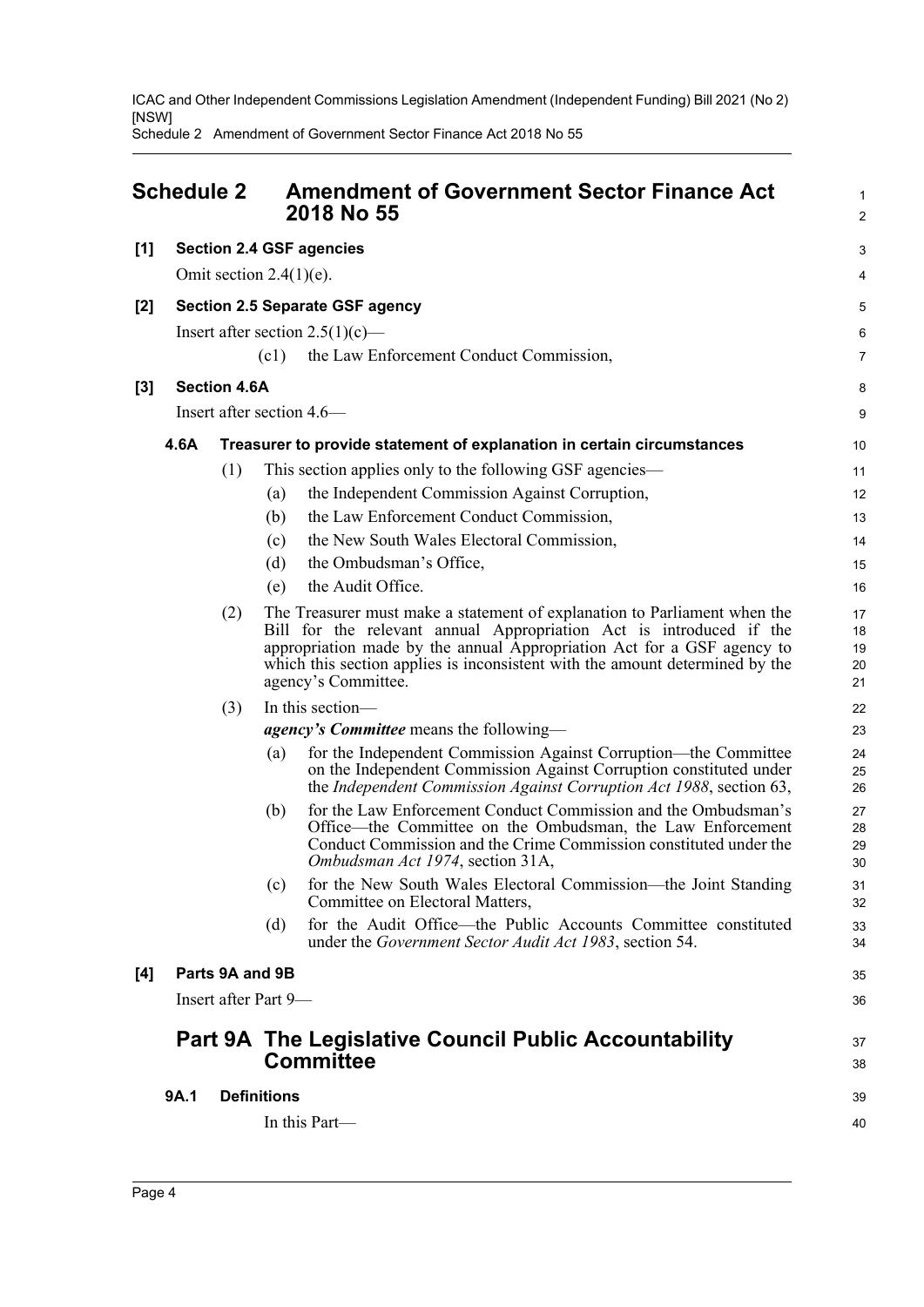## Schedule 2 Amendment of Government Sector Finance Act 2018 No 55

**[1] Section 2.4 GSF agencies**

Omit section 2.4(1)(e).

**[2] Section 2.5 Separate GSF agency**

Insert after section 2.5(1)(c)—

(c1) the Law Enforcement Conduct Commission,

**[3] Section 4.6A**

Insert after section 4.6—

**4.6A Treasurer to provide statement of explanation in certain circumstances**

(1) This section applies only to the following GSF agencies—

(a) the Independent Commission Against Corruption,

(b) the Law Enforcement Conduct Commission,

(c) the New South Wales Electoral Commission,

(d) the Ombudsman's Office,

(e) the Audit Office.

(2) The Treasurer must make a statement of explanation to Parliament when the Bill for the relevant annual Appropriation Act is introduced if the appropriation made by the annual Appropriation Act for a GSF agency to which this section applies is inconsistent with the amount determined by the agency's Committee.

(3) In this section—

***agency's Committee*** means the following—

(a) for the Independent Commission Against Corruption—the Committee on the Independent Commission Against Corruption constituted under the *Independent Commission Against Corruption Act 1988*, section 63,

(b) for the Law Enforcement Conduct Commission and the Ombudsman's Office—the Committee on the Ombudsman, the Law Enforcement Conduct Commission and the Crime Commission constituted under the *Ombudsman Act 1974*, section 31A,

(c) for the New South Wales Electoral Commission—the Joint Standing Committee on Electoral Matters,

(d) for the Audit Office—the Public Accounts Committee constituted under the *Government Sector Audit Act 1983*, section 54.

**[4] Parts 9A and 9B**

Insert after Part 9—

## Part 9A The Legislative Council Public Accountability Committee

**9A.1 Definitions**

In this Part—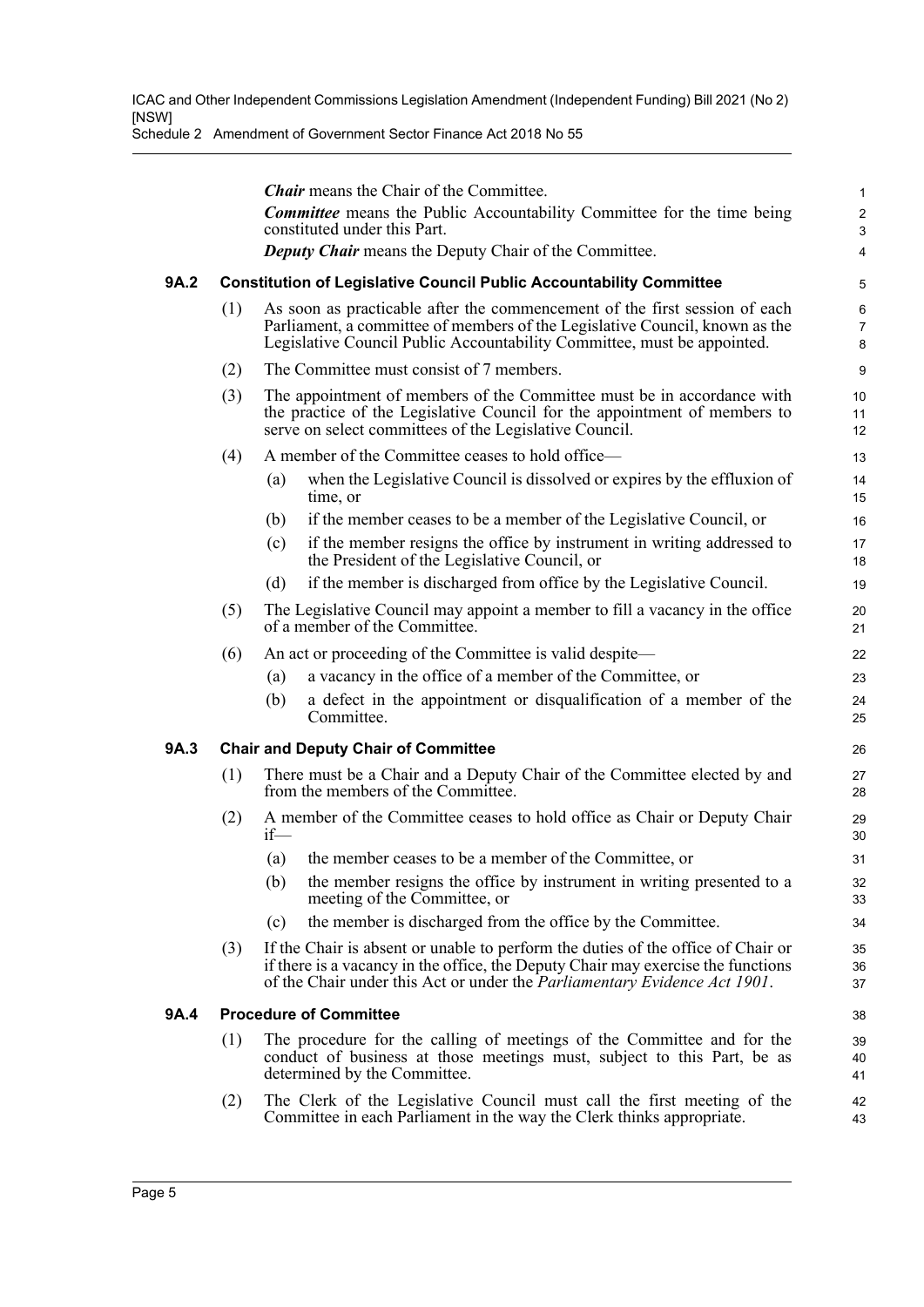***Chair*** means the Chair of the Committee.

***Committee*** means the Public Accountability Committee for the time being constituted under this Part.

***Deputy Chair*** means the Deputy Chair of the Committee.

#### 9A.2 Constitution of Legislative Council Public Accountability Committee

(1) As soon as practicable after the commencement of the first session of each Parliament, a committee of members of the Legislative Council, known as the Legislative Council Public Accountability Committee, must be appointed.

(2) The Committee must consist of 7 members.

(3) The appointment of members of the Committee must be in accordance with the practice of the Legislative Council for the appointment of members to serve on select committees of the Legislative Council.

(4) A member of the Committee ceases to hold office—

- (a) when the Legislative Council is dissolved or expires by the effluxion of time, or
- (b) if the member ceases to be a member of the Legislative Council, or
- (c) if the member resigns the office by instrument in writing addressed to the President of the Legislative Council, or
- (d) if the member is discharged from office by the Legislative Council.

(5) The Legislative Council may appoint a member to fill a vacancy in the office of a member of the Committee.

(6) An act or proceeding of the Committee is valid despite—

- (a) a vacancy in the office of a member of the Committee, or
- (b) a defect in the appointment or disqualification of a member of the Committee.

#### 9A.3 Chair and Deputy Chair of Committee

(1) There must be a Chair and a Deputy Chair of the Committee elected by and from the members of the Committee.

(2) A member of the Committee ceases to hold office as Chair or Deputy Chair if—

- (a) the member ceases to be a member of the Committee, or
- (b) the member resigns the office by instrument in writing presented to a meeting of the Committee, or
- (c) the member is discharged from the office by the Committee.

(3) If the Chair is absent or unable to perform the duties of the office of Chair or if there is a vacancy in the office, the Deputy Chair may exercise the functions of the Chair under this Act or under the *Parliamentary Evidence Act 1901*.

#### 9A.4 Procedure of Committee

(1) The procedure for the calling of meetings of the Committee and for the conduct of business at those meetings must, subject to this Part, be as determined by the Committee.

(2) The Clerk of the Legislative Council must call the first meeting of the Committee in each Parliament in the way the Clerk thinks appropriate.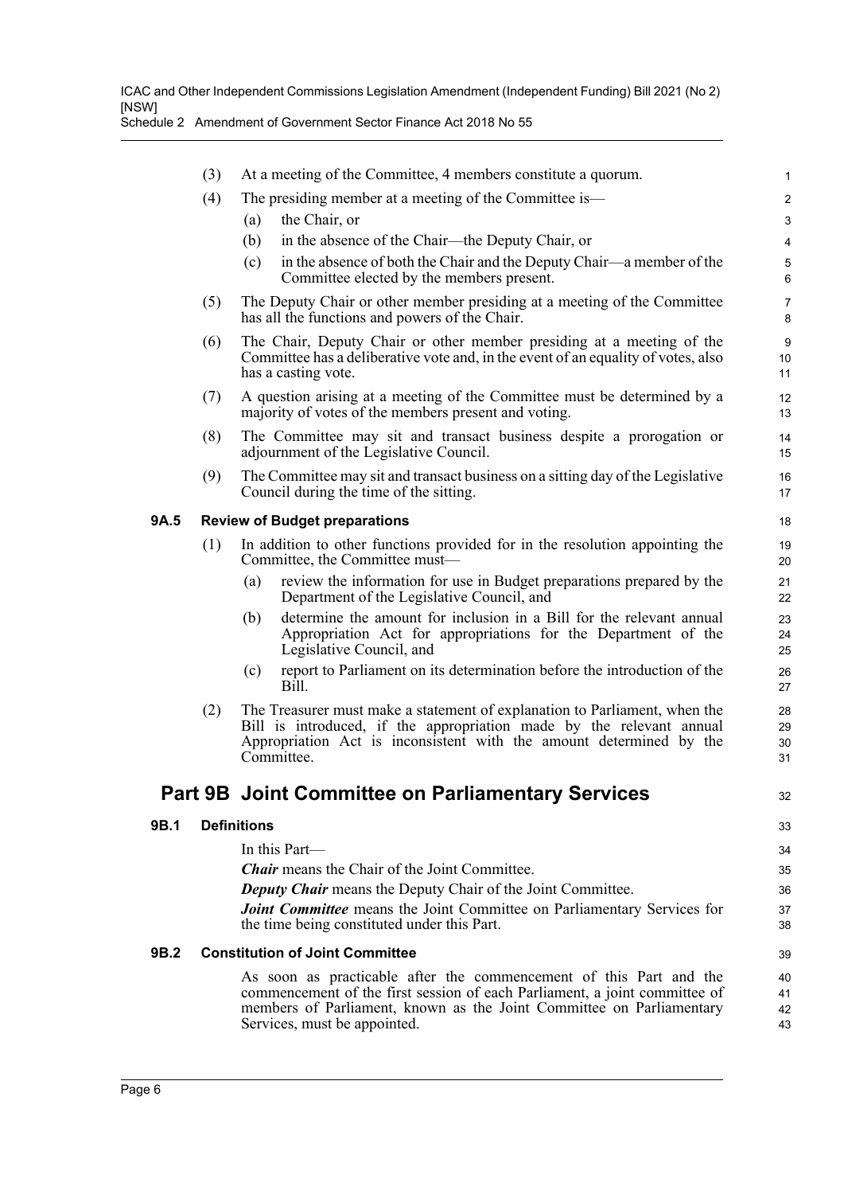(3) At a meeting of the Committee, 4 members constitute a quorum.

(4) The presiding member at a meeting of the Committee is—

(a) the Chair, or

(b) in the absence of the Chair—the Deputy Chair, or

(c) in the absence of both the Chair and the Deputy Chair—a member of the Committee elected by the members present.

(5) The Deputy Chair or other member presiding at a meeting of the Committee has all the functions and powers of the Chair.

(6) The Chair, Deputy Chair or other member presiding at a meeting of the Committee has a deliberative vote and, in the event of an equality of votes, also has a casting vote.

(7) A question arising at a meeting of the Committee must be determined by a majority of votes of the members present and voting.

(8) The Committee may sit and transact business despite a prorogation or adjournment of the Legislative Council.

(9) The Committee may sit and transact business on a sitting day of the Legislative Council during the time of the sitting.

**9A.5 Review of Budget preparations**

(1) In addition to other functions provided for in the resolution appointing the Committee, the Committee must—

(a) review the information for use in Budget preparations prepared by the Department of the Legislative Council, and

(b) determine the amount for inclusion in a Bill for the relevant annual Appropriation Act for appropriations for the Department of the Legislative Council, and

(c) report to Parliament on its determination before the introduction of the Bill.

(2) The Treasurer must make a statement of explanation to Parliament, when the Bill is introduced, if the appropriation made by the relevant annual Appropriation Act is inconsistent with the amount determined by the Committee.

## Part 9B Joint Committee on Parliamentary Services

**9B.1 Definitions**

In this Part—

***Chair*** means the Chair of the Joint Committee.

***Deputy Chair*** means the Deputy Chair of the Joint Committee.

***Joint Committee*** means the Joint Committee on Parliamentary Services for the time being constituted under this Part.

**9B.2 Constitution of Joint Committee**

As soon as practicable after the commencement of this Part and the commencement of the first session of each Parliament, a joint committee of members of Parliament, known as the Joint Committee on Parliamentary Services, must be appointed.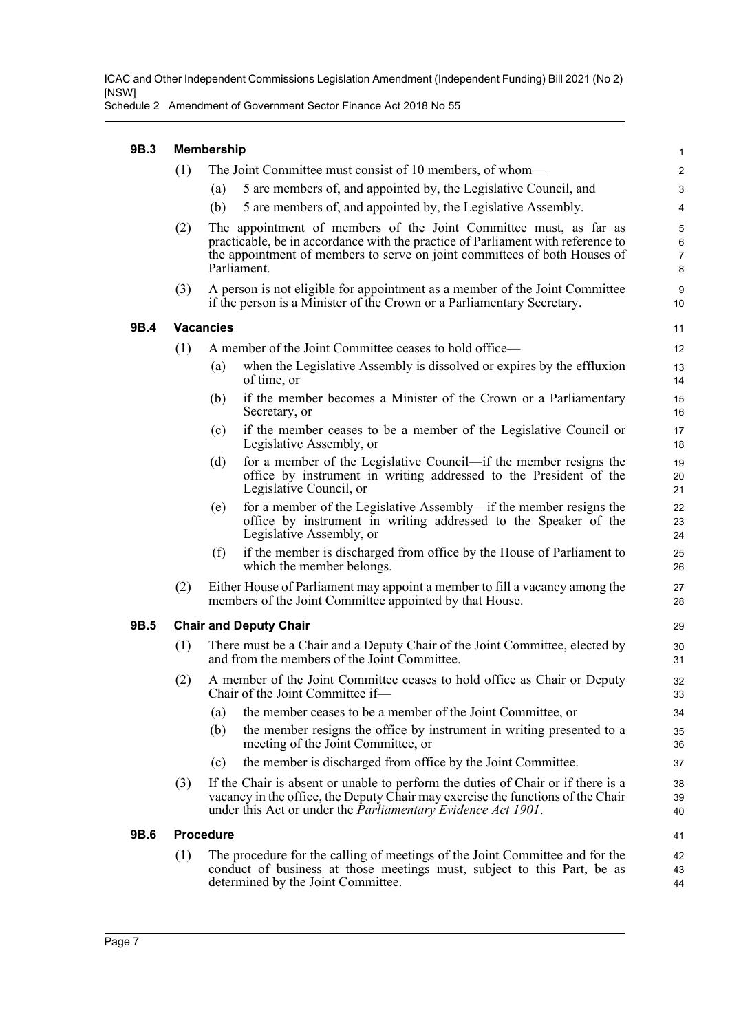**9B.3 Membership**

(1) The Joint Committee must consist of 10 members, of whom—

(a) 5 are members of, and appointed by, the Legislative Council, and

(b) 5 are members of, and appointed by, the Legislative Assembly.

(2) The appointment of members of the Joint Committee must, as far as practicable, be in accordance with the practice of Parliament with reference to the appointment of members to serve on joint committees of both Houses of Parliament.

(3) A person is not eligible for appointment as a member of the Joint Committee if the person is a Minister of the Crown or a Parliamentary Secretary.

**9B.4 Vacancies**

(1) A member of the Joint Committee ceases to hold office—

(a) when the Legislative Assembly is dissolved or expires by the effluxion of time, or

(b) if the member becomes a Minister of the Crown or a Parliamentary Secretary, or

(c) if the member ceases to be a member of the Legislative Council or Legislative Assembly, or

(d) for a member of the Legislative Council—if the member resigns the office by instrument in writing addressed to the President of the Legislative Council, or

(e) for a member of the Legislative Assembly—if the member resigns the office by instrument in writing addressed to the Speaker of the Legislative Assembly, or

(f) if the member is discharged from office by the House of Parliament to which the member belongs.

(2) Either House of Parliament may appoint a member to fill a vacancy among the members of the Joint Committee appointed by that House.

**9B.5 Chair and Deputy Chair**

(1) There must be a Chair and a Deputy Chair of the Joint Committee, elected by and from the members of the Joint Committee.

(2) A member of the Joint Committee ceases to hold office as Chair or Deputy Chair of the Joint Committee if—

(a) the member ceases to be a member of the Joint Committee, or

(b) the member resigns the office by instrument in writing presented to a meeting of the Joint Committee, or

(c) the member is discharged from office by the Joint Committee.

(3) If the Chair is absent or unable to perform the duties of Chair or if there is a vacancy in the office, the Deputy Chair may exercise the functions of the Chair under this Act or under the *Parliamentary Evidence Act 1901*.

**9B.6 Procedure**

(1) The procedure for the calling of meetings of the Joint Committee and for the conduct of business at those meetings must, subject to this Part, be as determined by the Joint Committee.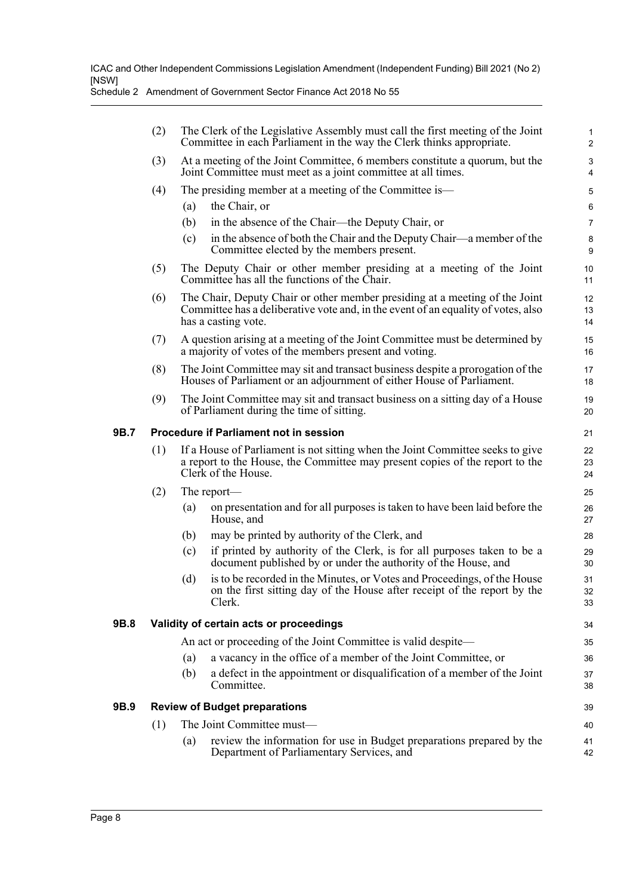(2) The Clerk of the Legislative Assembly must call the first meeting of the Joint Committee in each Parliament in the way the Clerk thinks appropriate.

(3) At a meeting of the Joint Committee, 6 members constitute a quorum, but the Joint Committee must meet as a joint committee at all times.

(4) The presiding member at a meeting of the Committee is—

(a) the Chair, or

(b) in the absence of the Chair—the Deputy Chair, or

(c) in the absence of both the Chair and the Deputy Chair—a member of the Committee elected by the members present.

(5) The Deputy Chair or other member presiding at a meeting of the Joint Committee has all the functions of the Chair.

(6) The Chair, Deputy Chair or other member presiding at a meeting of the Joint Committee has a deliberative vote and, in the event of an equality of votes, also has a casting vote.

(7) A question arising at a meeting of the Joint Committee must be determined by a majority of votes of the members present and voting.

(8) The Joint Committee may sit and transact business despite a prorogation of the Houses of Parliament or an adjournment of either House of Parliament.

(9) The Joint Committee may sit and transact business on a sitting day of a House of Parliament during the time of sitting.

### 9B.7 Procedure if Parliament not in session

(1) If a House of Parliament is not sitting when the Joint Committee seeks to give a report to the House, the Committee may present copies of the report to the Clerk of the House.

(2) The report—

(a) on presentation and for all purposes is taken to have been laid before the House, and

(b) may be printed by authority of the Clerk, and

(c) if printed by authority of the Clerk, is for all purposes taken to be a document published by or under the authority of the House, and

(d) is to be recorded in the Minutes, or Votes and Proceedings, of the House on the first sitting day of the House after receipt of the report by the Clerk.

### 9B.8 Validity of certain acts or proceedings

An act or proceeding of the Joint Committee is valid despite—

(a) a vacancy in the office of a member of the Joint Committee, or

(b) a defect in the appointment or disqualification of a member of the Joint Committee.

### 9B.9 Review of Budget preparations

(1) The Joint Committee must—

(a) review the information for use in Budget preparations prepared by the Department of Parliamentary Services, and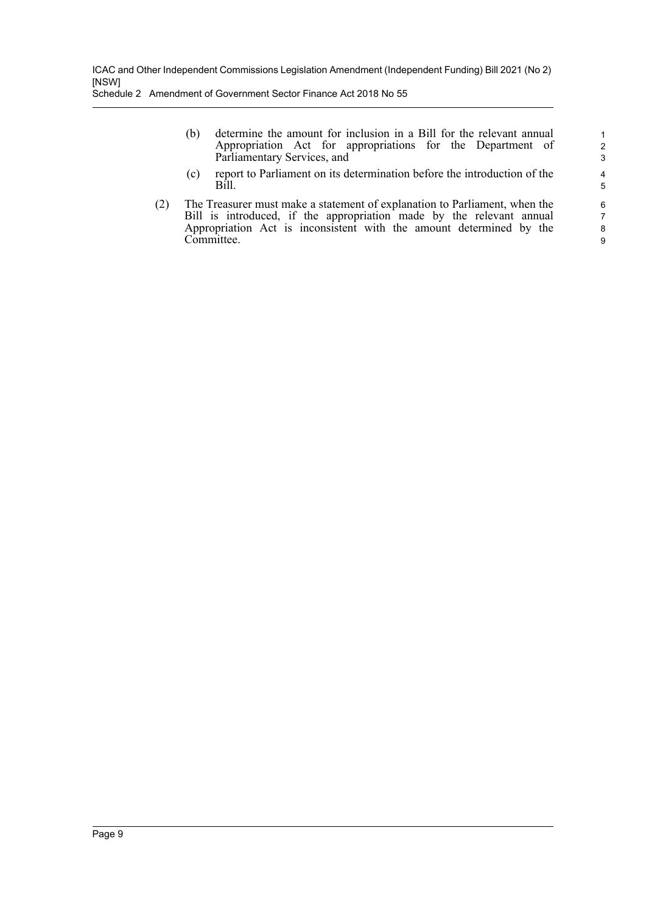(b) determine the amount for inclusion in a Bill for the relevant annual Appropriation Act for appropriations for the Department of Parliamentary Services, and

(c) report to Parliament on its determination before the introduction of the Bill.

(2) The Treasurer must make a statement of explanation to Parliament, when the Bill is introduced, if the appropriation made by the relevant annual Appropriation Act is inconsistent with the amount determined by the Committee.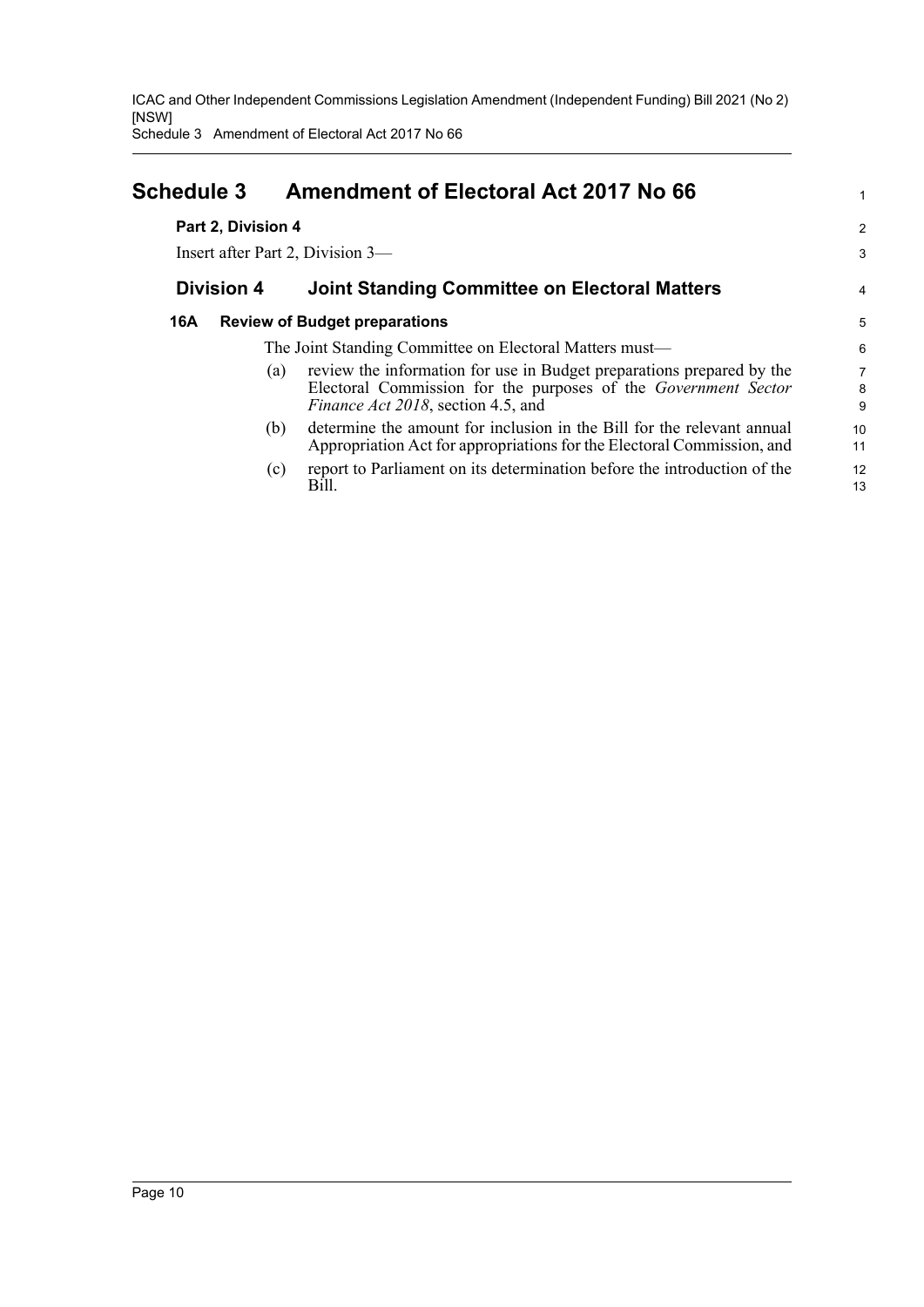# Schedule 3 Amendment of Electoral Act 2017 No 66

**Part 2, Division 4**

Insert after Part 2, Division 3—

## Division 4 Joint Standing Committee on Electoral Matters

### 16A Review of Budget preparations

The Joint Standing Committee on Electoral Matters must—

(a) review the information for use in Budget preparations prepared by the Electoral Commission for the purposes of the *Government Sector Finance Act 2018*, section 4.5, and

(b) determine the amount for inclusion in the Bill for the relevant annual Appropriation Act for appropriations for the Electoral Commission, and

(c) report to Parliament on its determination before the introduction of the Bill.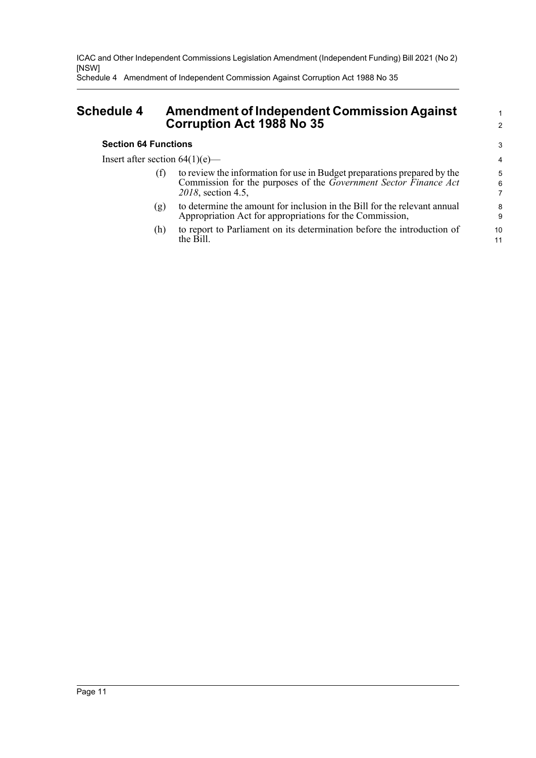# Schedule 4 Amendment of Independent Commission Against Corruption Act 1988 No 35

**Section 64 Functions**

Insert after section 64(1)(e)—

(f) to review the information for use in Budget preparations prepared by the Commission for the purposes of the *Government Sector Finance Act 2018*, section 4.5,

(g) to determine the amount for inclusion in the Bill for the relevant annual Appropriation Act for appropriations for the Commission,

(h) to report to Parliament on its determination before the introduction of the Bill.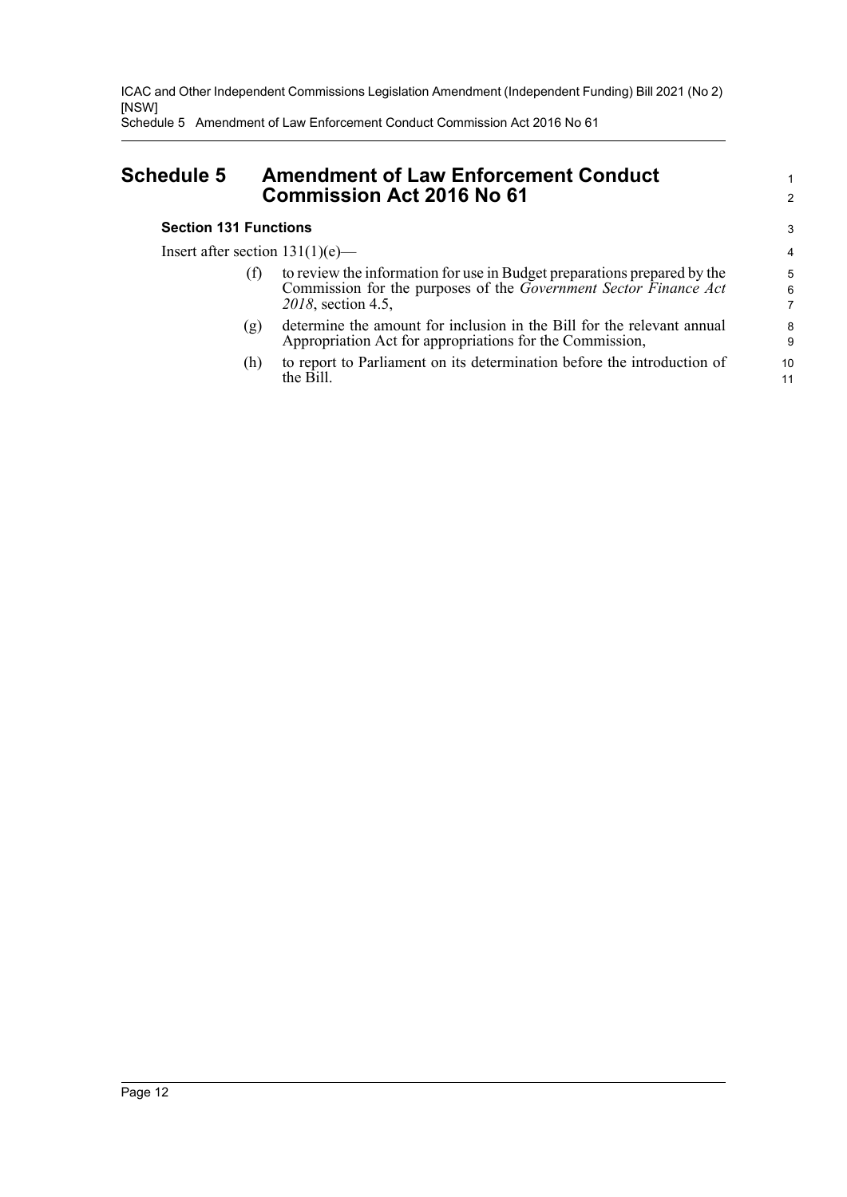# Schedule 5 Amendment of Law Enforcement Conduct Commission Act 2016 No 61

### Section 131 Functions

Insert after section 131(1)(e)—

(f) to review the information for use in Budget preparations prepared by the Commission for the purposes of the *Government Sector Finance Act 2018*, section 4.5,

(g) determine the amount for inclusion in the Bill for the relevant annual Appropriation Act for appropriations for the Commission,

(h) to report to Parliament on its determination before the introduction of the Bill.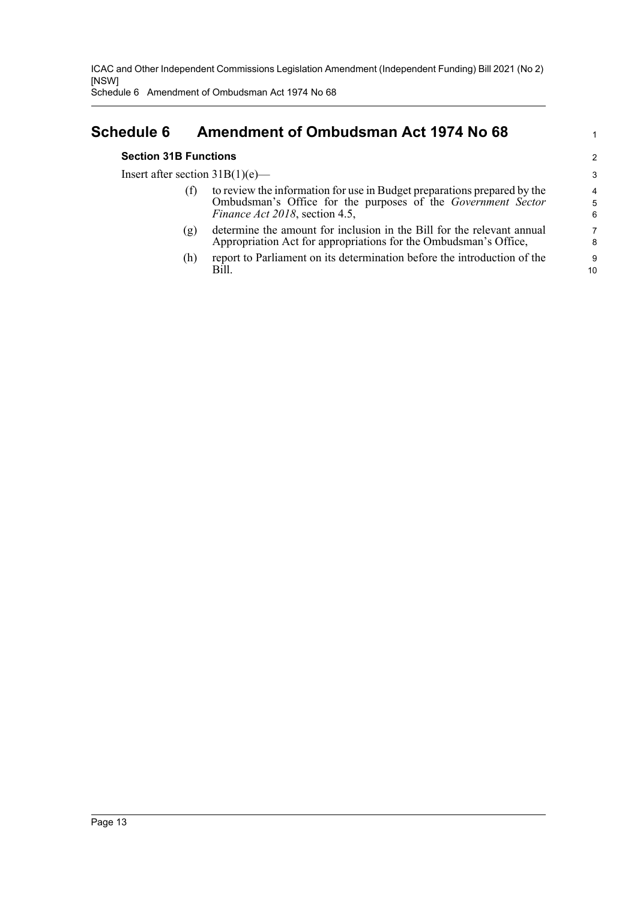# Schedule 6 Amendment of Ombudsman Act 1974 No 68

### Section 31B Functions

Insert after section 31B(1)(e)—

(f) to review the information for use in Budget preparations prepared by the Ombudsman's Office for the purposes of the *Government Sector Finance Act 2018*, section 4.5,

(g) determine the amount for inclusion in the Bill for the relevant annual Appropriation Act for appropriations for the Ombudsman's Office,

(h) report to Parliament on its determination before the introduction of the Bill.